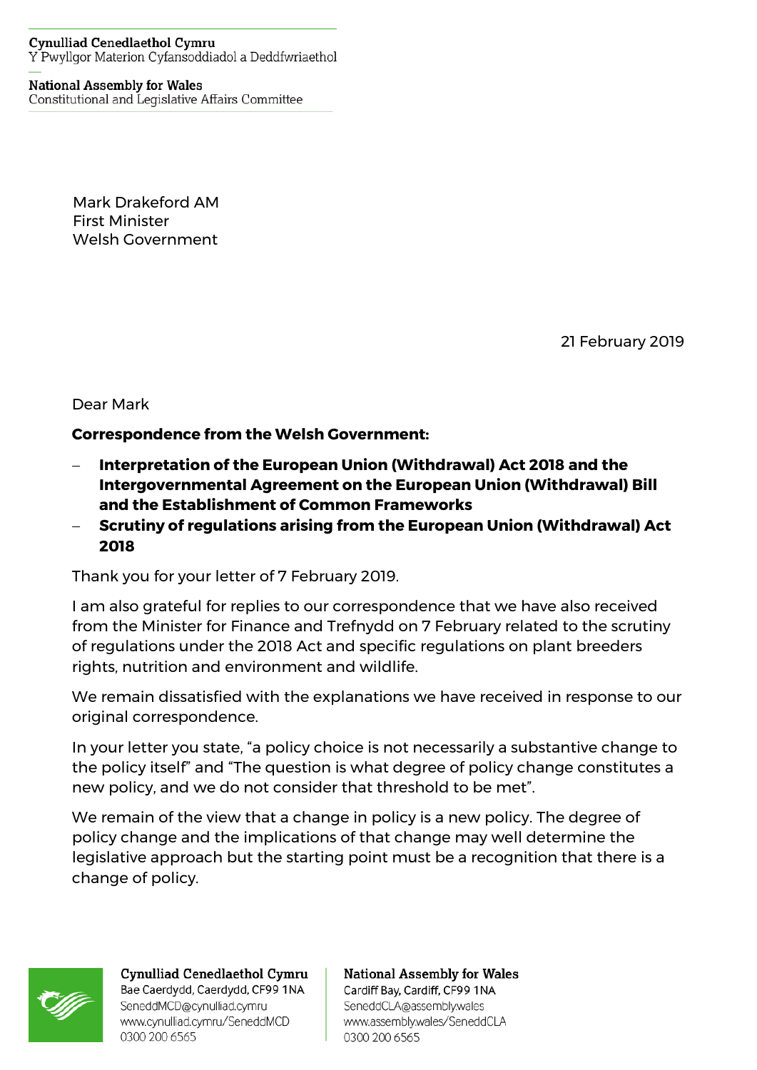Cynulliad Cenedlaethol Cymru
Y Pwyllgor Materion Cyfansoddiadol a Deddfwriaethol

National Assembly for Wales
Constitutional and Legislative Affairs Committee

Mark Drakeford AM
First Minister
Welsh Government

21 February 2019

Dear Mark

**Correspondence from the Welsh Government:**

- **Interpretation of the European Union (Withdrawal) Act 2018 and the Intergovernmental Agreement on the European Union (Withdrawal) Bill and the Establishment of Common Frameworks**
- **Scrutiny of regulations arising from the European Union (Withdrawal) Act 2018**

Thank you for your letter of 7 February 2019.

I am also grateful for replies to our correspondence that we have also received from the Minister for Finance and Trefnydd on 7 February related to the scrutiny of regulations under the 2018 Act and specific regulations on plant breeders rights, nutrition and environment and wildlife.

We remain dissatisfied with the explanations we have received in response to our original correspondence.

In your letter you state, "a policy choice is not necessarily a substantive change to the policy itself" and "The question is what degree of policy change constitutes a new policy, and we do not consider that threshold to be met".

We remain of the view that a change in policy is a new policy. The degree of policy change and the implications of that change may well determine the legislative approach but the starting point must be a recognition that there is a change of policy.

Cynulliad Cenedlaethol Cymru
Bae Caerdydd, Caerdydd, CF99 1NA
SeneddMCD@cynulliad.cymru
www.cynulliad.cymru/SeneddMCD
0300 200 6565

National Assembly for Wales
Cardiff Bay, Cardiff, CF99 1NA
SeneddCLA@assembly.wales
www.assembly.wales/SeneddCLA
0300 200 6565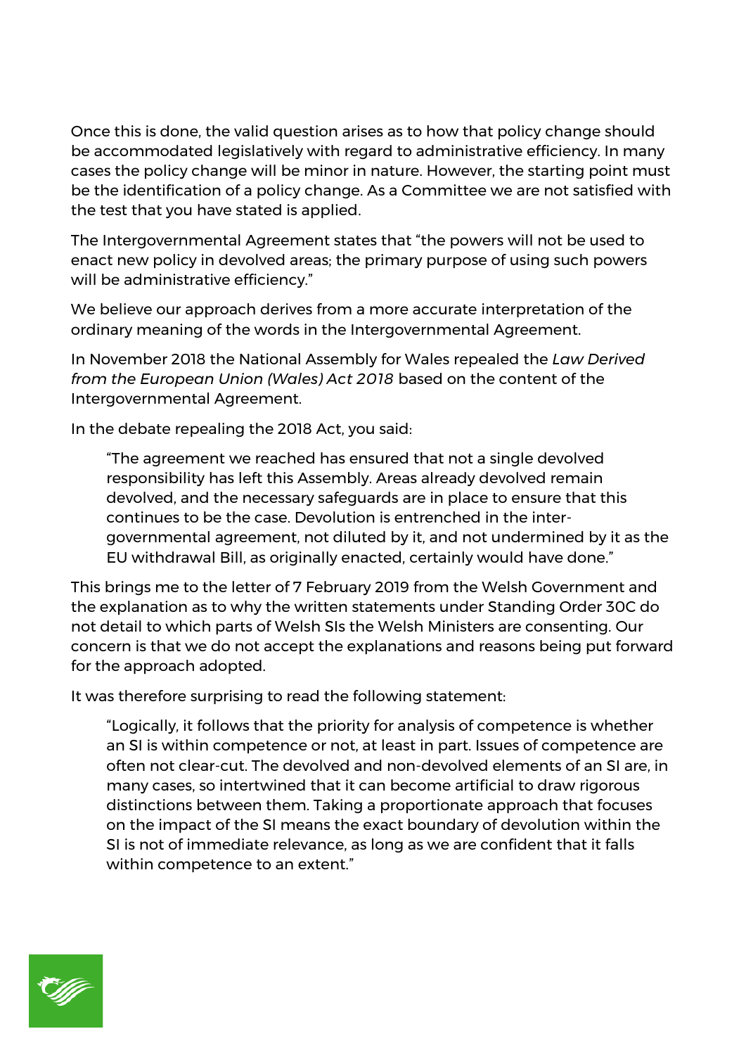Once this is done, the valid question arises as to how that policy change should be accommodated legislatively with regard to administrative efficiency. In many cases the policy change will be minor in nature. However, the starting point must be the identification of a policy change. As a Committee we are not satisfied with the test that you have stated is applied.

The Intergovernmental Agreement states that "the powers will not be used to enact new policy in devolved areas; the primary purpose of using such powers will be administrative efficiency."

We believe our approach derives from a more accurate interpretation of the ordinary meaning of the words in the Intergovernmental Agreement.

In November 2018 the National Assembly for Wales repealed the *Law Derived from the European Union (Wales) Act 2018* based on the content of the Intergovernmental Agreement.

In the debate repealing the 2018 Act, you said:

> "The agreement we reached has ensured that not a single devolved responsibility has left this Assembly. Areas already devolved remain devolved, and the necessary safeguards are in place to ensure that this continues to be the case. Devolution is entrenched in the inter-governmental agreement, not diluted by it, and not undermined by it as the EU withdrawal Bill, as originally enacted, certainly would have done."

This brings me to the letter of 7 February 2019 from the Welsh Government and the explanation as to why the written statements under Standing Order 30C do not detail to which parts of Welsh SIs the Welsh Ministers are consenting. Our concern is that we do not accept the explanations and reasons being put forward for the approach adopted.

It was therefore surprising to read the following statement:

> "Logically, it follows that the priority for analysis of competence is whether an SI is within competence or not, at least in part. Issues of competence are often not clear-cut. The devolved and non-devolved elements of an SI are, in many cases, so intertwined that it can become artificial to draw rigorous distinctions between them. Taking a proportionate approach that focuses on the impact of the SI means the exact boundary of devolution within the SI is not of immediate relevance, as long as we are confident that it falls within competence to an extent."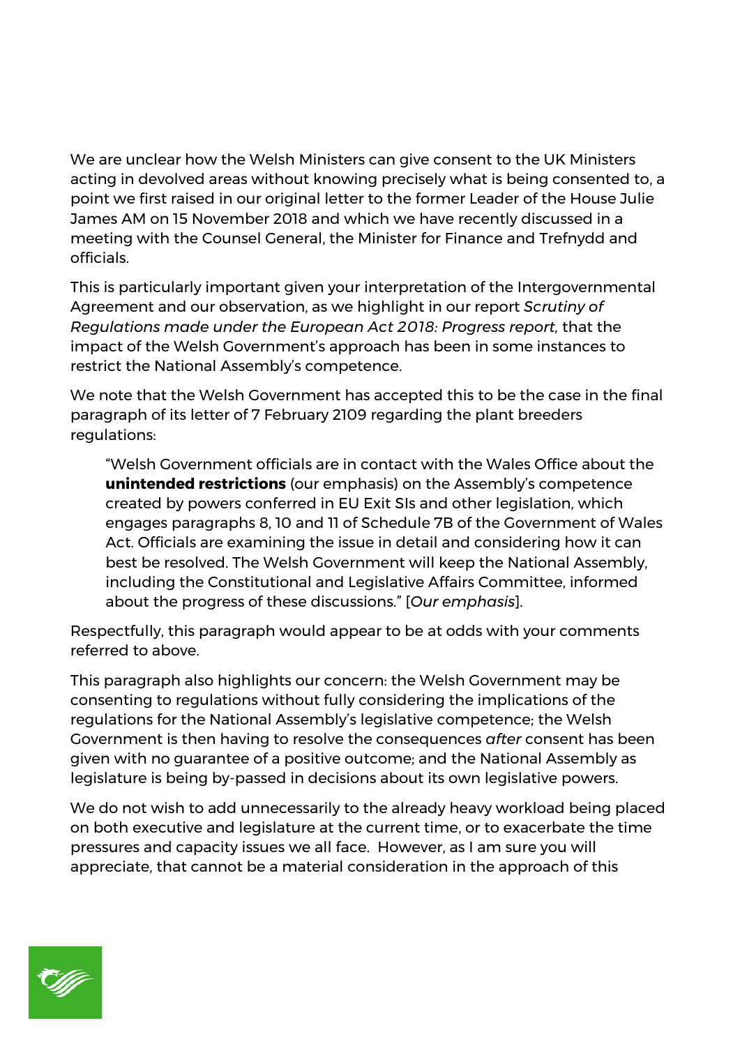We are unclear how the Welsh Ministers can give consent to the UK Ministers acting in devolved areas without knowing precisely what is being consented to, a point we first raised in our original letter to the former Leader of the House Julie James AM on 15 November 2018 and which we have recently discussed in a meeting with the Counsel General, the Minister for Finance and Trefnydd and officials.

This is particularly important given your interpretation of the Intergovernmental Agreement and our observation, as we highlight in our report *Scrutiny of Regulations made under the European Act 2018: Progress report*, that the impact of the Welsh Government's approach has been in some instances to restrict the National Assembly's competence.

We note that the Welsh Government has accepted this to be the case in the final paragraph of its letter of 7 February 2109 regarding the plant breeders regulations:

> "Welsh Government officials are in contact with the Wales Office about the **unintended restrictions** (our emphasis) on the Assembly's competence created by powers conferred in EU Exit SIs and other legislation, which engages paragraphs 8, 10 and 11 of Schedule 7B of the Government of Wales Act. Officials are examining the issue in detail and considering how it can best be resolved. The Welsh Government will keep the National Assembly, including the Constitutional and Legislative Affairs Committee, informed about the progress of these discussions." [*Our emphasis*].

Respectfully, this paragraph would appear to be at odds with your comments referred to above.

This paragraph also highlights our concern: the Welsh Government may be consenting to regulations without fully considering the implications of the regulations for the National Assembly's legislative competence; the Welsh Government is then having to resolve the consequences *after* consent has been given with no guarantee of a positive outcome; and the National Assembly as legislature is being by-passed in decisions about its own legislative powers.

We do not wish to add unnecessarily to the already heavy workload being placed on both executive and legislature at the current time, or to exacerbate the time pressures and capacity issues we all face. However, as I am sure you will appreciate, that cannot be a material consideration in the approach of this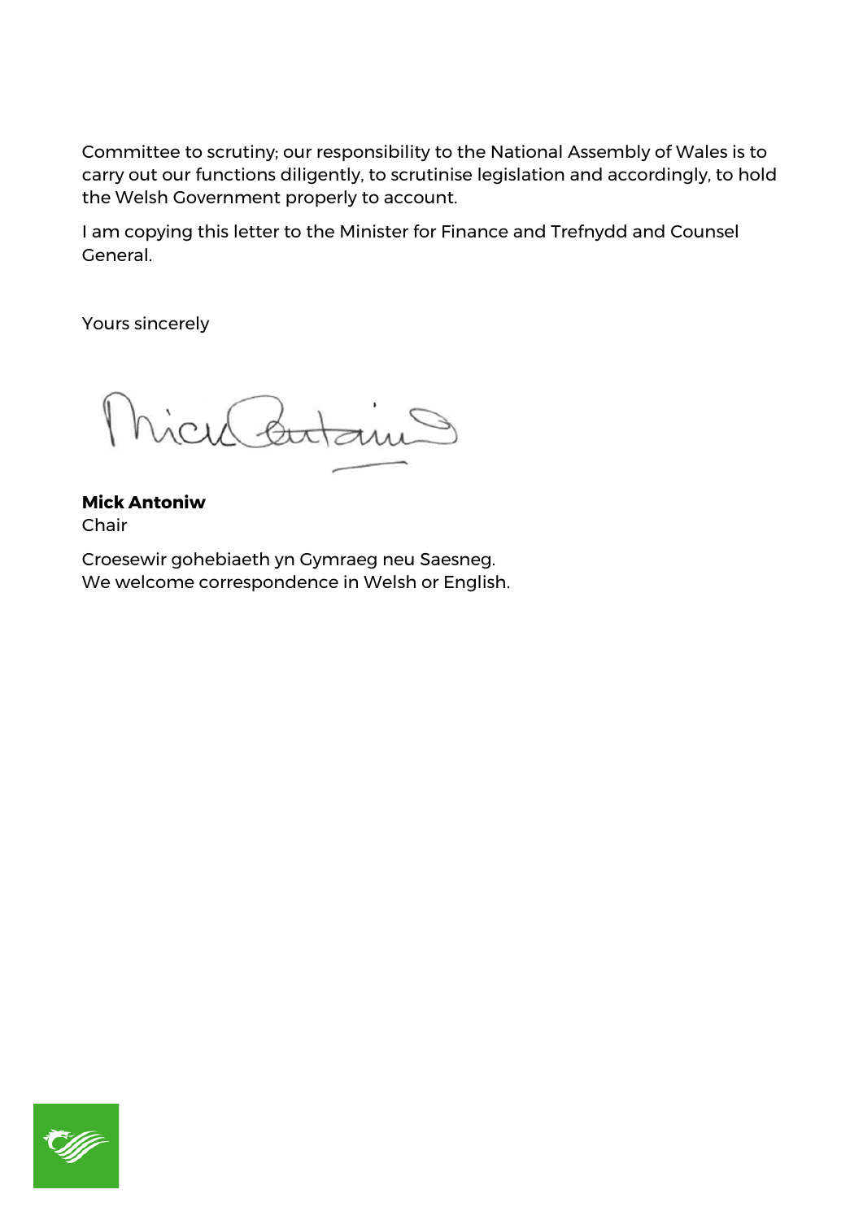Committee to scrutiny; our responsibility to the National Assembly of Wales is to carry out our functions diligently, to scrutinise legislation and accordingly, to hold the Welsh Government properly to account.

I am copying this letter to the Minister for Finance and Trefnydd and Counsel General.

Yours sincerely

**Mick Antoniw**
Chair

Croesewir gohebiaeth yn Gymraeg neu Saesneg.
We welcome correspondence in Welsh or English.